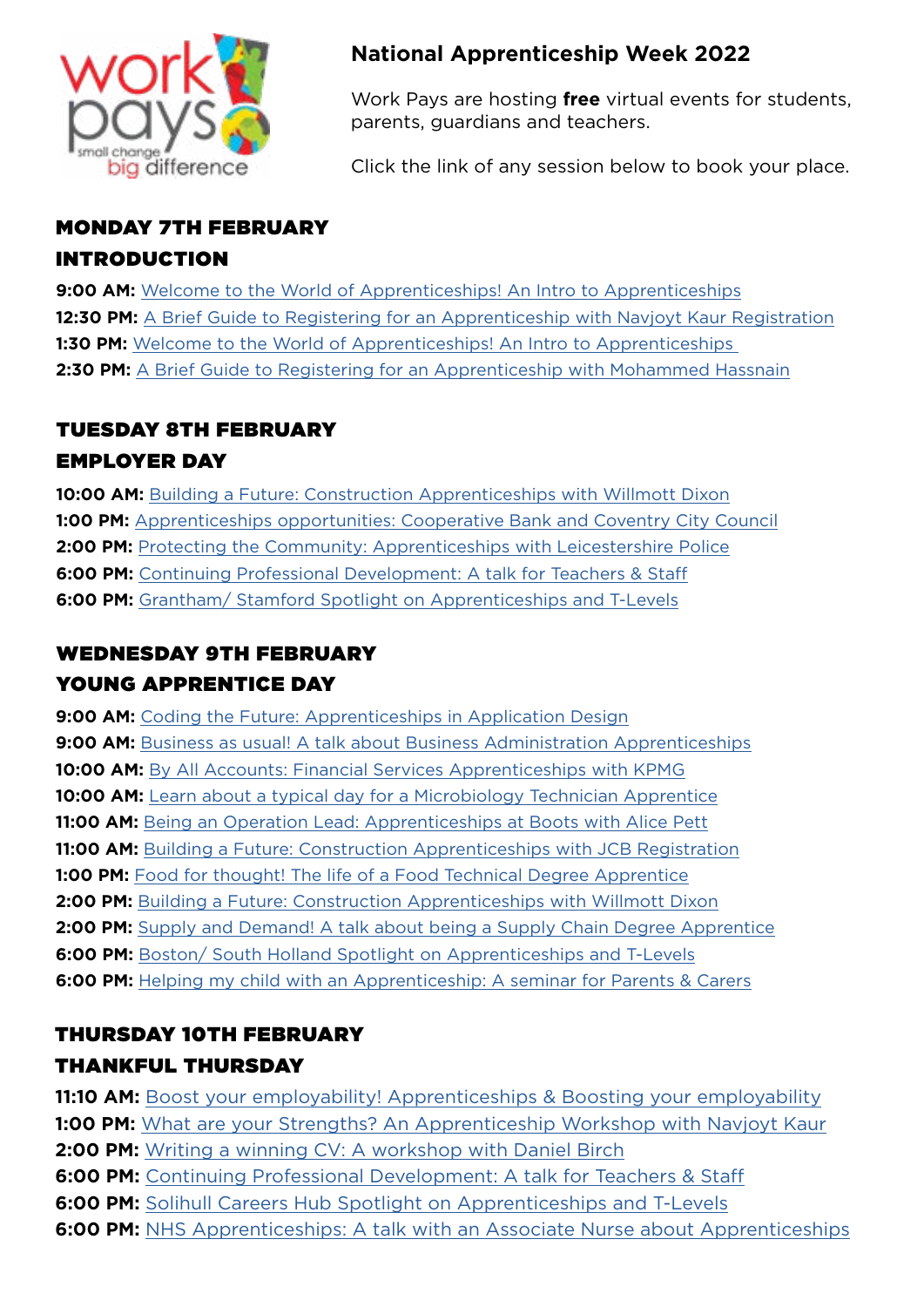# National Apprenticeship Week 2022

Work Pays are hosting **free** virtual events for students, parents, guardians and teachers.

Click the link of any session below to book your place.

## MONDAY 7TH FEBRUARY
## INTRODUCTION

**9:00 AM:** Welcome to the World of Apprenticeships! An Intro to Apprenticeships
**12:30 PM:** A Brief Guide to Registering for an Apprenticeship with Navjoyt Kaur Registration
**1:30 PM:** Welcome to the World of Apprenticeships! An Intro to Apprenticeships
**2:30 PM:** A Brief Guide to Registering for an Apprenticeship with Mohammed Hassnain

## TUESDAY 8TH FEBRUARY
## EMPLOYER DAY

**10:00 AM:** Building a Future: Construction Apprenticeships with Willmott Dixon
**1:00 PM:** Apprenticeships opportunities: Cooperative Bank and Coventry City Council
**2:00 PM:** Protecting the Community: Apprenticeships with Leicestershire Police
**6:00 PM:** Continuing Professional Development: A talk for Teachers & Staff
**6:00 PM:** Grantham/ Stamford Spotlight on Apprenticeships and T-Levels

## WEDNESDAY 9TH FEBRUARY
## YOUNG APPRENTICE DAY

**9:00 AM:** Coding the Future: Apprenticeships in Application Design
**9:00 AM:** Business as usual! A talk about Business Administration Apprenticeships
**10:00 AM:** By All Accounts: Financial Services Apprenticeships with KPMG
**10:00 AM:** Learn about a typical day for a Microbiology Technician Apprentice
**11:00 AM:** Being an Operation Lead: Apprenticeships at Boots with Alice Pett
**11:00 AM:** Building a Future: Construction Apprenticeships with JCB Registration
**1:00 PM:** Food for thought! The life of a Food Technical Degree Apprentice
**2:00 PM:** Building a Future: Construction Apprenticeships with Willmott Dixon
**2:00 PM:** Supply and Demand! A talk about being a Supply Chain Degree Apprentice
**6:00 PM:** Boston/ South Holland Spotlight on Apprenticeships and T-Levels
**6:00 PM:** Helping my child with an Apprenticeship: A seminar for Parents & Carers

## THURSDAY 10TH FEBRUARY
## THANKFUL THURSDAY

**11:10 AM:** Boost your employability! Apprenticeships & Boosting your employability
**1:00 PM:** What are your Strengths? An Apprenticeship Workshop with Navjoyt Kaur
**2:00 PM:** Writing a winning CV: A workshop with Daniel Birch
**6:00 PM:** Continuing Professional Development: A talk for Teachers & Staff
**6:00 PM:** Solihull Careers Hub Spotlight on Apprenticeships and T-Levels
**6:00 PM:** NHS Apprenticeships: A talk with an Associate Nurse about Apprenticeships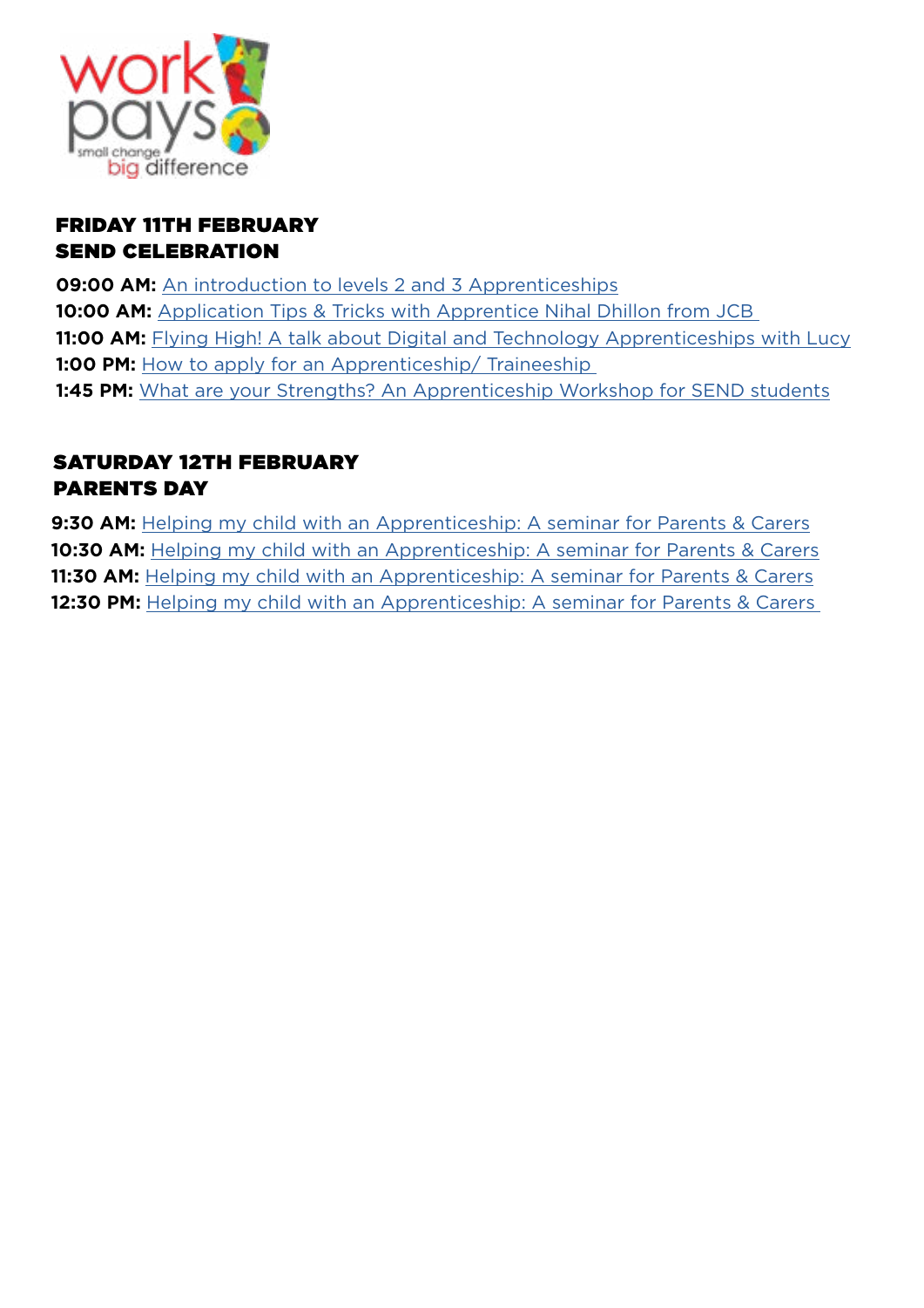## FRIDAY 11TH FEBRUARY
## SEND CELEBRATION

**09:00 AM:** An introduction to levels 2 and 3 Apprenticeships
**10:00 AM:** Application Tips & Tricks with Apprentice Nihal Dhillon from JCB
**11:00 AM:** Flying High! A talk about Digital and Technology Apprenticeships with Lucy
**1:00 PM:** How to apply for an Apprenticeship/ Traineeship
**1:45 PM:** What are your Strengths? An Apprenticeship Workshop for SEND students

## SATURDAY 12TH FEBRUARY
## PARENTS DAY

**9:30 AM:** Helping my child with an Apprenticeship: A seminar for Parents & Carers
**10:30 AM:** Helping my child with an Apprenticeship: A seminar for Parents & Carers
**11:30 AM:** Helping my child with an Apprenticeship: A seminar for Parents & Carers
**12:30 PM:** Helping my child with an Apprenticeship: A seminar for Parents & Carers